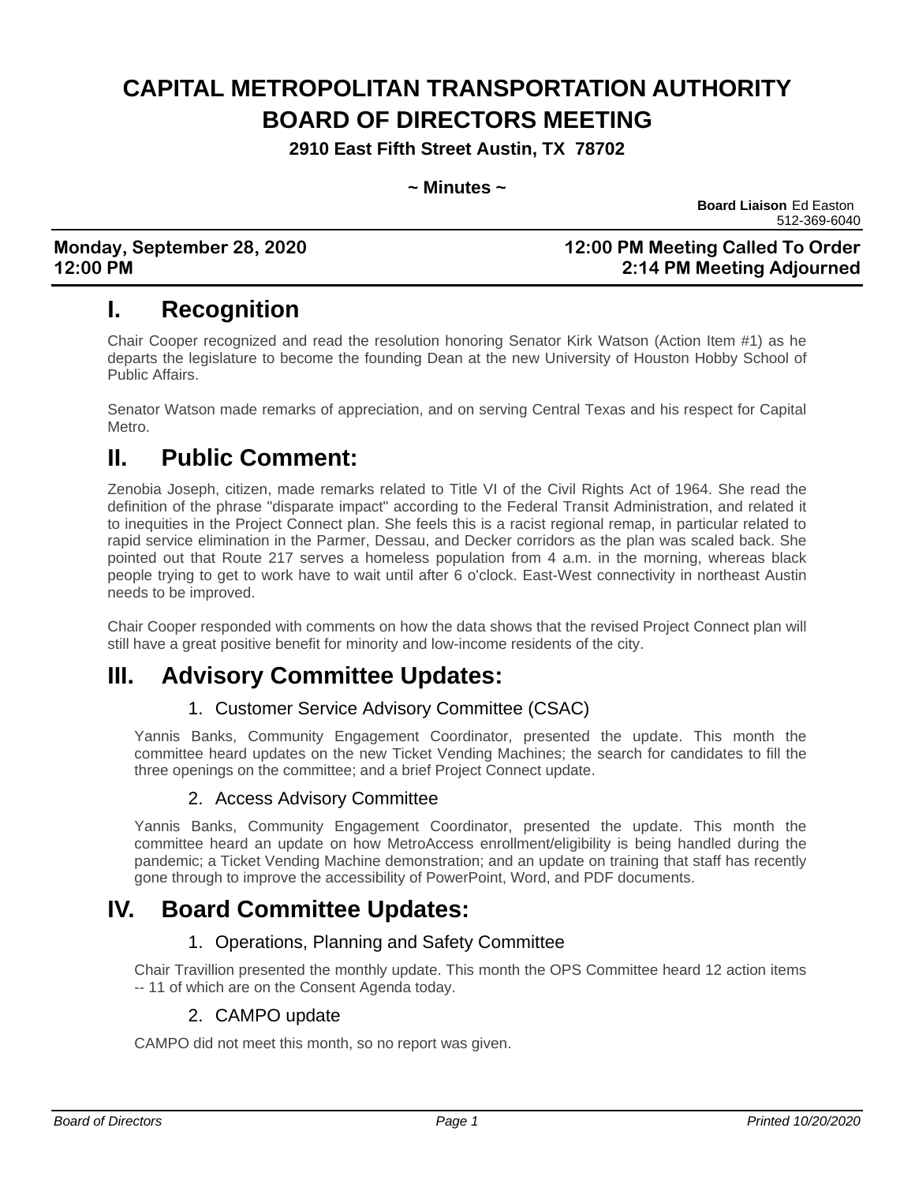# CAPITAL METROPOLITAN TRANSPORTATION AUTHORITY BOARD OF DIRECTORS MEETING

**2910 East Fifth Street Austin, TX 78702**

**~ Minutes ~**

**Board Liaison** Ed Easton
512-369-6040

**Monday, September 28, 2020**
**12:00 PM**

**12:00 PM Meeting Called To Order**
**2:14 PM Meeting Adjourned**

## I. Recognition

Chair Cooper recognized and read the resolution honoring Senator Kirk Watson (Action Item #1) as he departs the legislature to become the founding Dean at the new University of Houston Hobby School of Public Affairs.

Senator Watson made remarks of appreciation, and on serving Central Texas and his respect for Capital Metro.

## II. Public Comment:

Zenobia Joseph, citizen, made remarks related to Title VI of the Civil Rights Act of 1964. She read the definition of the phrase "disparate impact" according to the Federal Transit Administration, and related it to inequities in the Project Connect plan. She feels this is a racist regional remap, in particular related to rapid service elimination in the Parmer, Dessau, and Decker corridors as the plan was scaled back. She pointed out that Route 217 serves a homeless population from 4 a.m. in the morning, whereas black people trying to get to work have to wait until after 6 o'clock. East-West connectivity in northeast Austin needs to be improved.

Chair Cooper responded with comments on how the data shows that the revised Project Connect plan will still have a great positive benefit for minority and low-income residents of the city.

## III. Advisory Committee Updates:

### 1. Customer Service Advisory Committee (CSAC)

Yannis Banks, Community Engagement Coordinator, presented the update. This month the committee heard updates on the new Ticket Vending Machines; the search for candidates to fill the three openings on the committee; and a brief Project Connect update.

### 2. Access Advisory Committee

Yannis Banks, Community Engagement Coordinator, presented the update. This month the committee heard an update on how MetroAccess enrollment/eligibility is being handled during the pandemic; a Ticket Vending Machine demonstration; and an update on training that staff has recently gone through to improve the accessibility of PowerPoint, Word, and PDF documents.

## IV. Board Committee Updates:

### 1. Operations, Planning and Safety Committee

Chair Travillion presented the monthly update. This month the OPS Committee heard 12 action items -- 11 of which are on the Consent Agenda today.

### 2. CAMPO update

CAMPO did not meet this month, so no report was given.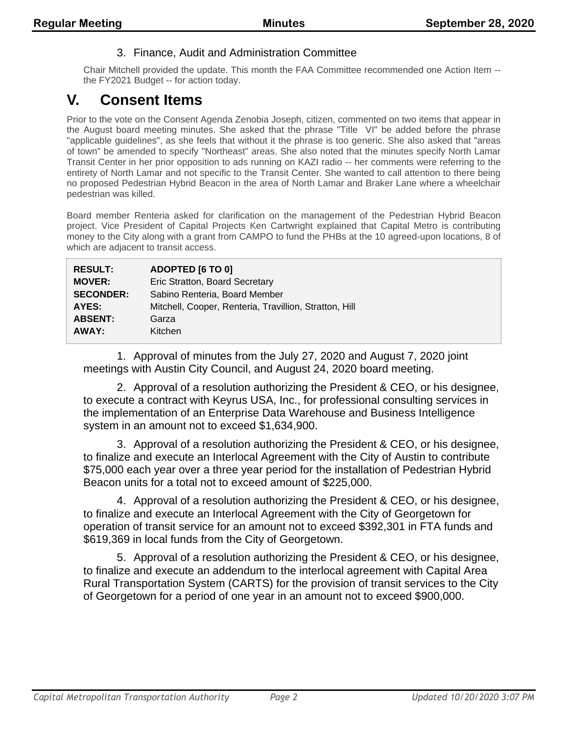3. Finance, Audit and Administration Committee

Chair Mitchell provided the update. This month the FAA Committee recommended one Action Item -- the FY2021 Budget -- for action today.

# V. Consent Items

Prior to the vote on the Consent Agenda Zenobia Joseph, citizen, commented on two items that appear in the August board meeting minutes. She asked that the phrase "Title VI" be added before the phrase "applicable guidelines", as she feels that without it the phrase is too generic. She also asked that "areas of town" be amended to specify "Northeast" areas. She also noted that the minutes specify North Lamar Transit Center in her prior opposition to ads running on KAZI radio -- her comments were referring to the entirety of North Lamar and not specific to the Transit Center. She wanted to call attention to there being no proposed Pedestrian Hybrid Beacon in the area of North Lamar and Braker Lane where a wheelchair pedestrian was killed.

Board member Renteria asked for clarification on the management of the Pedestrian Hybrid Beacon project. Vice President of Capital Projects Ken Cartwright explained that Capital Metro is contributing money to the City along with a grant from CAMPO to fund the PHBs at the 10 agreed-upon locations, 8 of which are adjacent to transit access.

| | |
|---|---|
| **RESULT:** | **ADOPTED [6 TO 0]** |
| **MOVER:** | Eric Stratton, Board Secretary |
| **SECONDER:** | Sabino Renteria, Board Member |
| **AYES:** | Mitchell, Cooper, Renteria, Travillion, Stratton, Hill |
| **ABSENT:** | Garza |
| **AWAY:** | Kitchen |

1. Approval of minutes from the July 27, 2020 and August 7, 2020 joint meetings with Austin City Council, and August 24, 2020 board meeting.

2. Approval of a resolution authorizing the President & CEO, or his designee, to execute a contract with Keyrus USA, Inc., for professional consulting services in the implementation of an Enterprise Data Warehouse and Business Intelligence system in an amount not to exceed $1,634,900.

3. Approval of a resolution authorizing the President & CEO, or his designee, to finalize and execute an Interlocal Agreement with the City of Austin to contribute $75,000 each year over a three year period for the installation of Pedestrian Hybrid Beacon units for a total not to exceed amount of $225,000.

4. Approval of a resolution authorizing the President & CEO, or his designee, to finalize and execute an Interlocal Agreement with the City of Georgetown for operation of transit service for an amount not to exceed $392,301 in FTA funds and $619,369 in local funds from the City of Georgetown.

5. Approval of a resolution authorizing the President & CEO, or his designee, to finalize and execute an addendum to the interlocal agreement with Capital Area Rural Transportation System (CARTS) for the provision of transit services to the City of Georgetown for a period of one year in an amount not to exceed $900,000.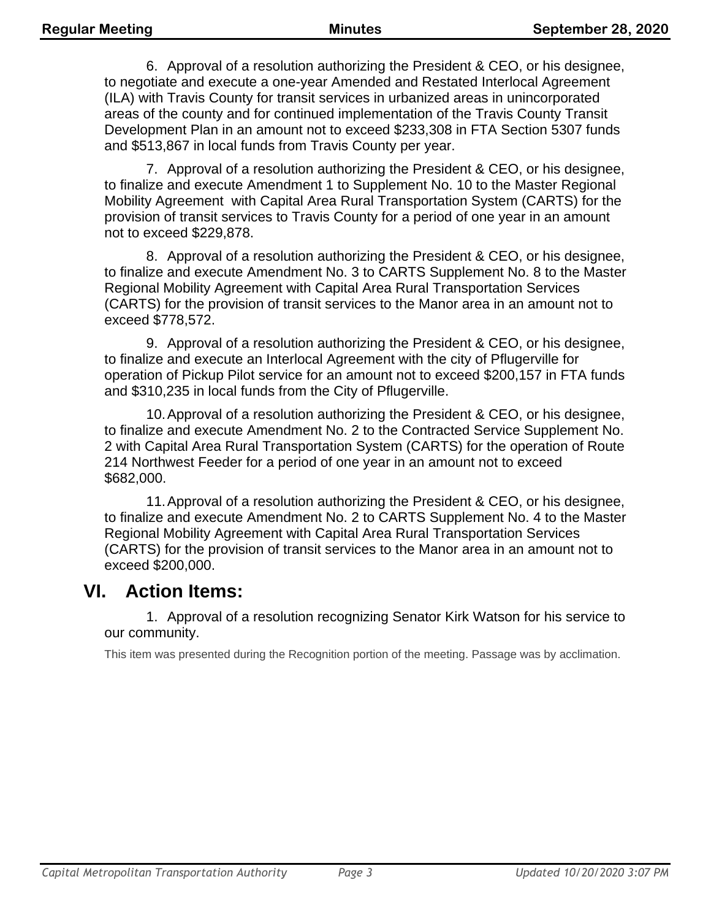6. Approval of a resolution authorizing the President & CEO, or his designee, to negotiate and execute a one-year Amended and Restated Interlocal Agreement (ILA) with Travis County for transit services in urbanized areas in unincorporated areas of the county and for continued implementation of the Travis County Transit Development Plan in an amount not to exceed $233,308 in FTA Section 5307 funds and $513,867 in local funds from Travis County per year.

7. Approval of a resolution authorizing the President & CEO, or his designee, to finalize and execute Amendment 1 to Supplement No. 10 to the Master Regional Mobility Agreement with Capital Area Rural Transportation System (CARTS) for the provision of transit services to Travis County for a period of one year in an amount not to exceed $229,878.

8. Approval of a resolution authorizing the President & CEO, or his designee, to finalize and execute Amendment No. 3 to CARTS Supplement No. 8 to the Master Regional Mobility Agreement with Capital Area Rural Transportation Services (CARTS) for the provision of transit services to the Manor area in an amount not to exceed $778,572.

9. Approval of a resolution authorizing the President & CEO, or his designee, to finalize and execute an Interlocal Agreement with the city of Pflugerville for operation of Pickup Pilot service for an amount not to exceed $200,157 in FTA funds and $310,235 in local funds from the City of Pflugerville.

10. Approval of a resolution authorizing the President & CEO, or his designee, to finalize and execute Amendment No. 2 to the Contracted Service Supplement No. 2 with Capital Area Rural Transportation System (CARTS) for the operation of Route 214 Northwest Feeder for a period of one year in an amount not to exceed $682,000.

11. Approval of a resolution authorizing the President & CEO, or his designee, to finalize and execute Amendment No. 2 to CARTS Supplement No. 4 to the Master Regional Mobility Agreement with Capital Area Rural Transportation Services (CARTS) for the provision of transit services to the Manor area in an amount not to exceed $200,000.

# VI. Action Items:

1. Approval of a resolution recognizing Senator Kirk Watson for his service to our community.

This item was presented during the Recognition portion of the meeting. Passage was by acclimation.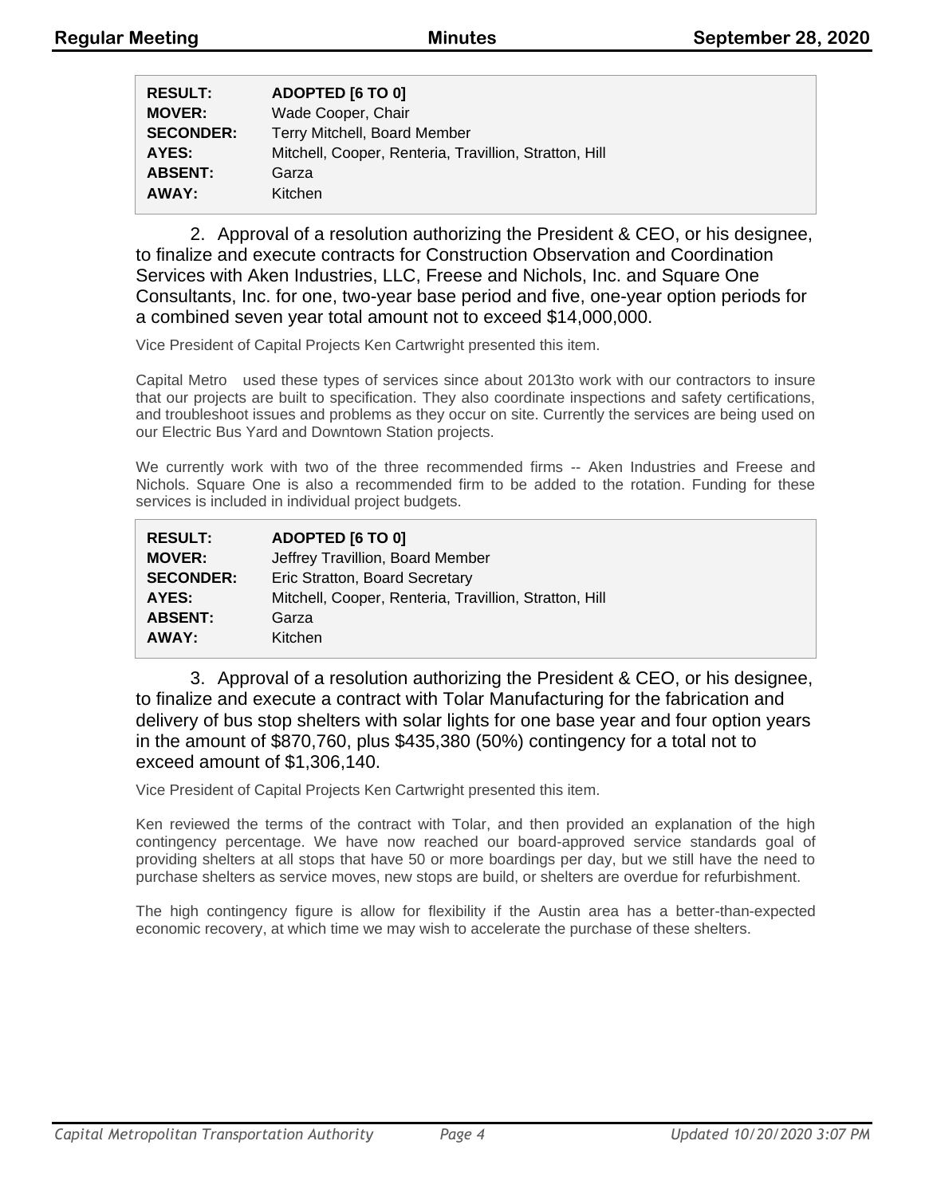| | |
|---|---|
| **RESULT:** | **ADOPTED [6 TO 0]** |
| **MOVER:** | Wade Cooper, Chair |
| **SECONDER:** | Terry Mitchell, Board Member |
| **AYES:** | Mitchell, Cooper, Renteria, Travillion, Stratton, Hill |
| **ABSENT:** | Garza |
| **AWAY:** | Kitchen |

2. Approval of a resolution authorizing the President & CEO, or his designee, to finalize and execute contracts for Construction Observation and Coordination Services with Aken Industries, LLC, Freese and Nichols, Inc. and Square One Consultants, Inc. for one, two-year base period and five, one-year option periods for a combined seven year total amount not to exceed $14,000,000.

Vice President of Capital Projects Ken Cartwright presented this item.

Capital Metro used these types of services since about 2013to work with our contractors to insure that our projects are built to specification. They also coordinate inspections and safety certifications, and troubleshoot issues and problems as they occur on site. Currently the services are being used on our Electric Bus Yard and Downtown Station projects.

We currently work with two of the three recommended firms -- Aken Industries and Freese and Nichols. Square One is also a recommended firm to be added to the rotation. Funding for these services is included in individual project budgets.

| | |
|---|---|
| **RESULT:** | **ADOPTED [6 TO 0]** |
| **MOVER:** | Jeffrey Travillion, Board Member |
| **SECONDER:** | Eric Stratton, Board Secretary |
| **AYES:** | Mitchell, Cooper, Renteria, Travillion, Stratton, Hill |
| **ABSENT:** | Garza |
| **AWAY:** | Kitchen |

3. Approval of a resolution authorizing the President & CEO, or his designee, to finalize and execute a contract with Tolar Manufacturing for the fabrication and delivery of bus stop shelters with solar lights for one base year and four option years in the amount of $870,760, plus $435,380 (50%) contingency for a total not to exceed amount of $1,306,140.

Vice President of Capital Projects Ken Cartwright presented this item.

Ken reviewed the terms of the contract with Tolar, and then provided an explanation of the high contingency percentage. We have now reached our board-approved service standards goal of providing shelters at all stops that have 50 or more boardings per day, but we still have the need to purchase shelters as service moves, new stops are build, or shelters are overdue for refurbishment.

The high contingency figure is allow for flexibility if the Austin area has a better-than-expected economic recovery, at which time we may wish to accelerate the purchase of these shelters.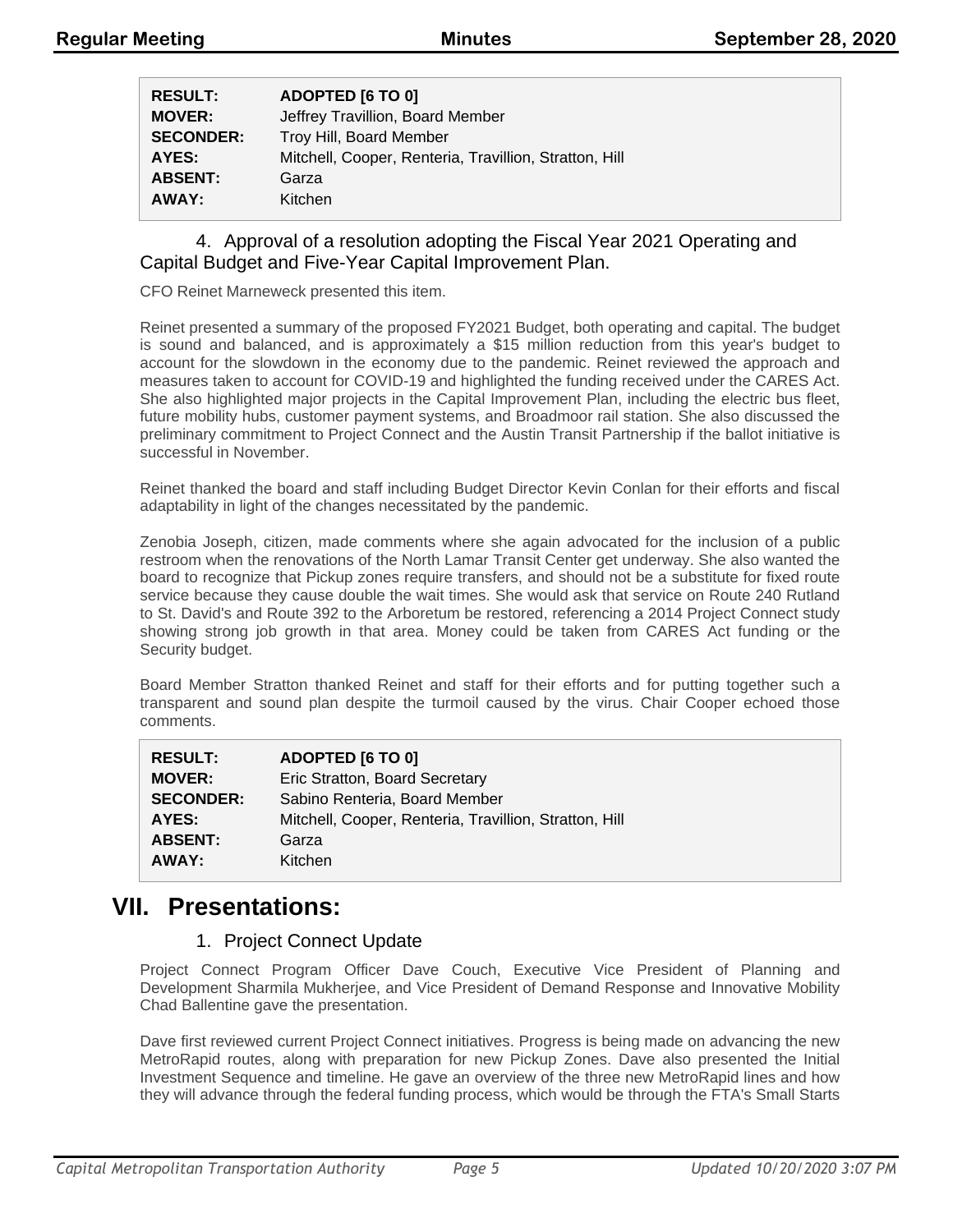| | |
|---|---|
| **RESULT:** | **ADOPTED [6 TO 0]** |
| **MOVER:** | Jeffrey Travillion, Board Member |
| **SECONDER:** | Troy Hill, Board Member |
| **AYES:** | Mitchell, Cooper, Renteria, Travillion, Stratton, Hill |
| **ABSENT:** | Garza |
| **AWAY:** | Kitchen |

### 4. Approval of a resolution adopting the Fiscal Year 2021 Operating and Capital Budget and Five-Year Capital Improvement Plan.

CFO Reinet Marneweck presented this item.

Reinet presented a summary of the proposed FY2021 Budget, both operating and capital. The budget is sound and balanced, and is approximately a $15 million reduction from this year's budget to account for the slowdown in the economy due to the pandemic. Reinet reviewed the approach and measures taken to account for COVID-19 and highlighted the funding received under the CARES Act. She also highlighted major projects in the Capital Improvement Plan, including the electric bus fleet, future mobility hubs, customer payment systems, and Broadmoor rail station. She also discussed the preliminary commitment to Project Connect and the Austin Transit Partnership if the ballot initiative is successful in November.

Reinet thanked the board and staff including Budget Director Kevin Conlan for their efforts and fiscal adaptability in light of the changes necessitated by the pandemic.

Zenobia Joseph, citizen, made comments where she again advocated for the inclusion of a public restroom when the renovations of the North Lamar Transit Center get underway. She also wanted the board to recognize that Pickup zones require transfers, and should not be a substitute for fixed route service because they cause double the wait times. She would ask that service on Route 240 Rutland to St. David's and Route 392 to the Arboretum be restored, referencing a 2014 Project Connect study showing strong job growth in that area. Money could be taken from CARES Act funding or the Security budget.

Board Member Stratton thanked Reinet and staff for their efforts and for putting together such a transparent and sound plan despite the turmoil caused by the virus. Chair Cooper echoed those comments.

| | |
|---|---|
| **RESULT:** | **ADOPTED [6 TO 0]** |
| **MOVER:** | Eric Stratton, Board Secretary |
| **SECONDER:** | Sabino Renteria, Board Member |
| **AYES:** | Mitchell, Cooper, Renteria, Travillion, Stratton, Hill |
| **ABSENT:** | Garza |
| **AWAY:** | Kitchen |

## VII. Presentations:

### 1. Project Connect Update

Project Connect Program Officer Dave Couch, Executive Vice President of Planning and Development Sharmila Mukherjee, and Vice President of Demand Response and Innovative Mobility Chad Ballentine gave the presentation.

Dave first reviewed current Project Connect initiatives. Progress is being made on advancing the new MetroRapid routes, along with preparation for new Pickup Zones. Dave also presented the Initial Investment Sequence and timeline. He gave an overview of the three new MetroRapid lines and how they will advance through the federal funding process, which would be through the FTA's Small Starts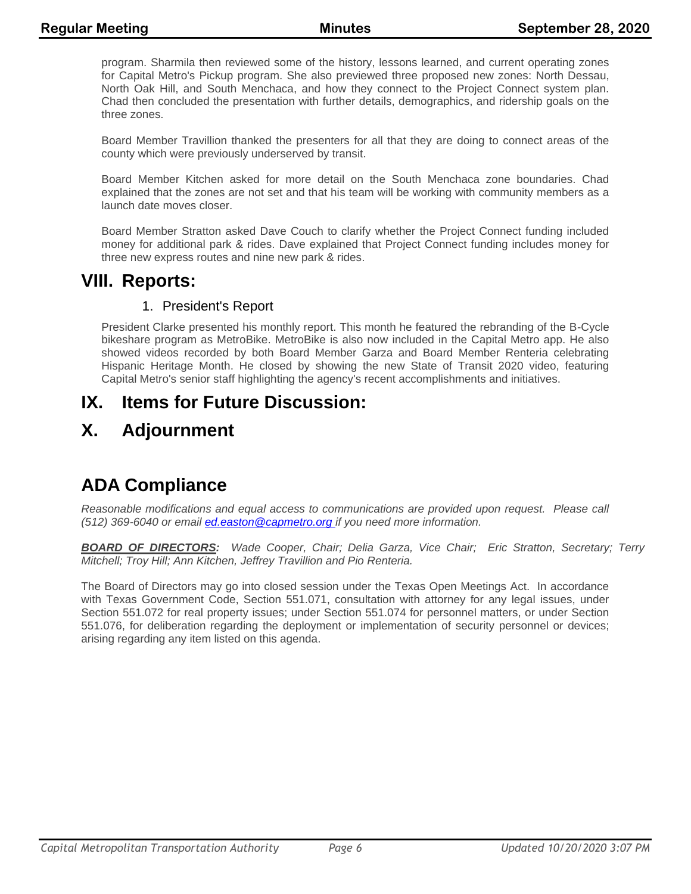program. Sharmila then reviewed some of the history, lessons learned, and current operating zones for Capital Metro's Pickup program. She also previewed three proposed new zones: North Dessau, North Oak Hill, and South Menchaca, and how they connect to the Project Connect system plan. Chad then concluded the presentation with further details, demographics, and ridership goals on the three zones.

Board Member Travillion thanked the presenters for all that they are doing to connect areas of the county which were previously underserved by transit.

Board Member Kitchen asked for more detail on the South Menchaca zone boundaries. Chad explained that the zones are not set and that his team will be working with community members as a launch date moves closer.

Board Member Stratton asked Dave Couch to clarify whether the Project Connect funding included money for additional park & rides. Dave explained that Project Connect funding includes money for three new express routes and nine new park & rides.

# VIII. Reports:

1. President's Report

President Clarke presented his monthly report. This month he featured the rebranding of the B-Cycle bikeshare program as MetroBike. MetroBike is also now included in the Capital Metro app. He also showed videos recorded by both Board Member Garza and Board Member Renteria celebrating Hispanic Heritage Month. He closed by showing the new State of Transit 2020 video, featuring Capital Metro's senior staff highlighting the agency's recent accomplishments and initiatives.

# IX. Items for Future Discussion:

# X. Adjournment

# ADA Compliance

*Reasonable modifications and equal access to communications are provided upon request. Please call (512) 369-6040 or email ed.easton@capmetro.org if you need more information.*

***BOARD OF DIRECTORS:*** *Wade Cooper, Chair; Delia Garza, Vice Chair; Eric Stratton, Secretary; Terry Mitchell; Troy Hill; Ann Kitchen, Jeffrey Travillion and Pio Renteria.*

The Board of Directors may go into closed session under the Texas Open Meetings Act. In accordance with Texas Government Code, Section 551.071, consultation with attorney for any legal issues, under Section 551.072 for real property issues; under Section 551.074 for personnel matters, or under Section 551.076, for deliberation regarding the deployment or implementation of security personnel or devices; arising regarding any item listed on this agenda.